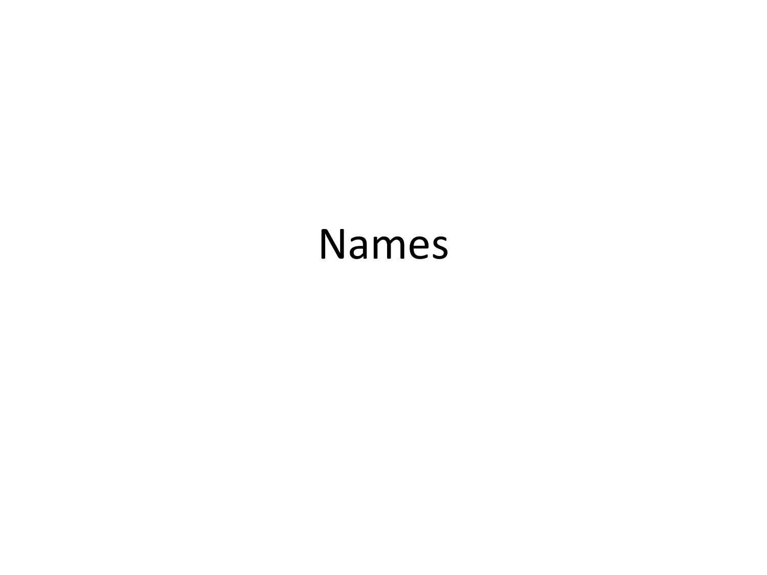# Names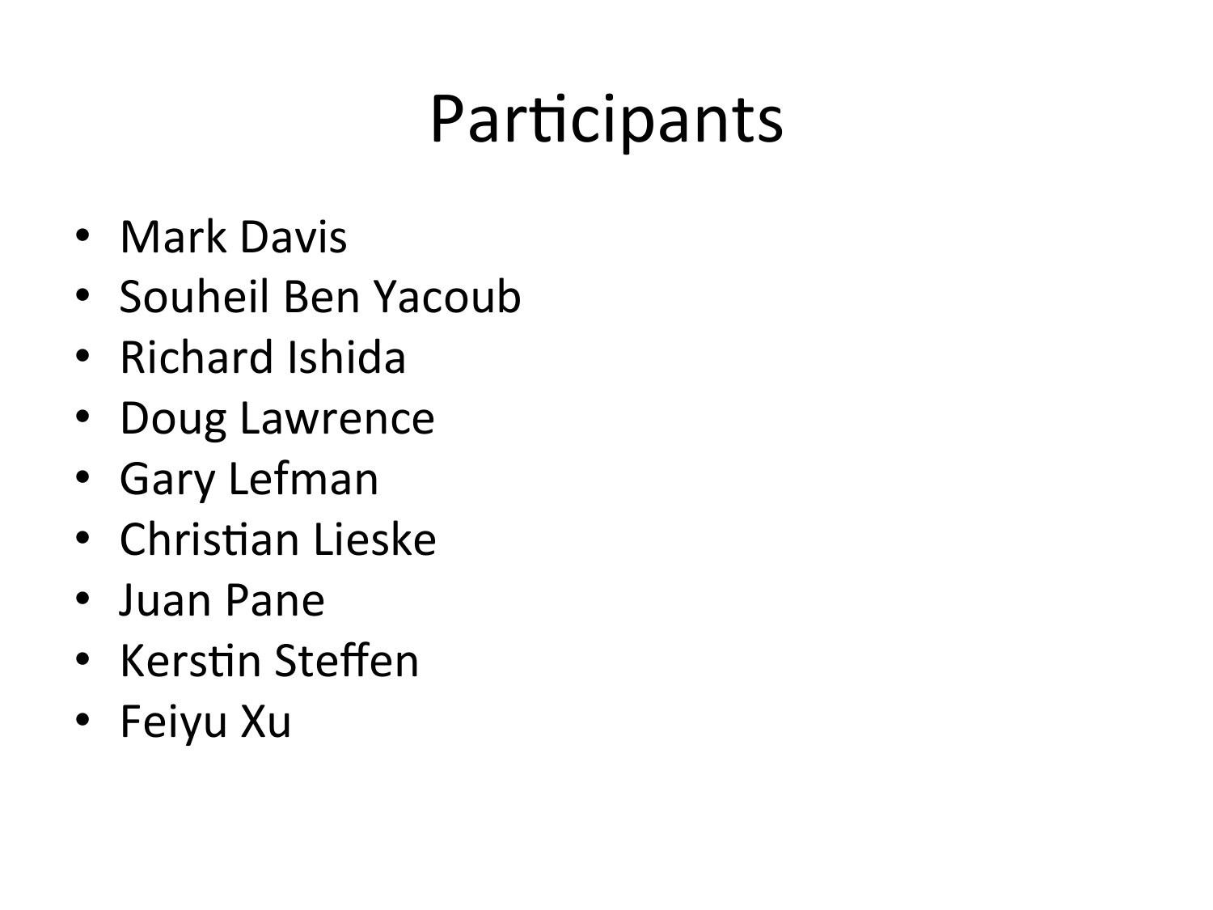# Participants

- Mark Davis
- Souheil Ben Yacoub
- Richard Ishida
- Doug Lawrence
- Gary Lefman
- Christian Lieske
- Juan Pane
- Kerstin Steffen
- Feiyu Xu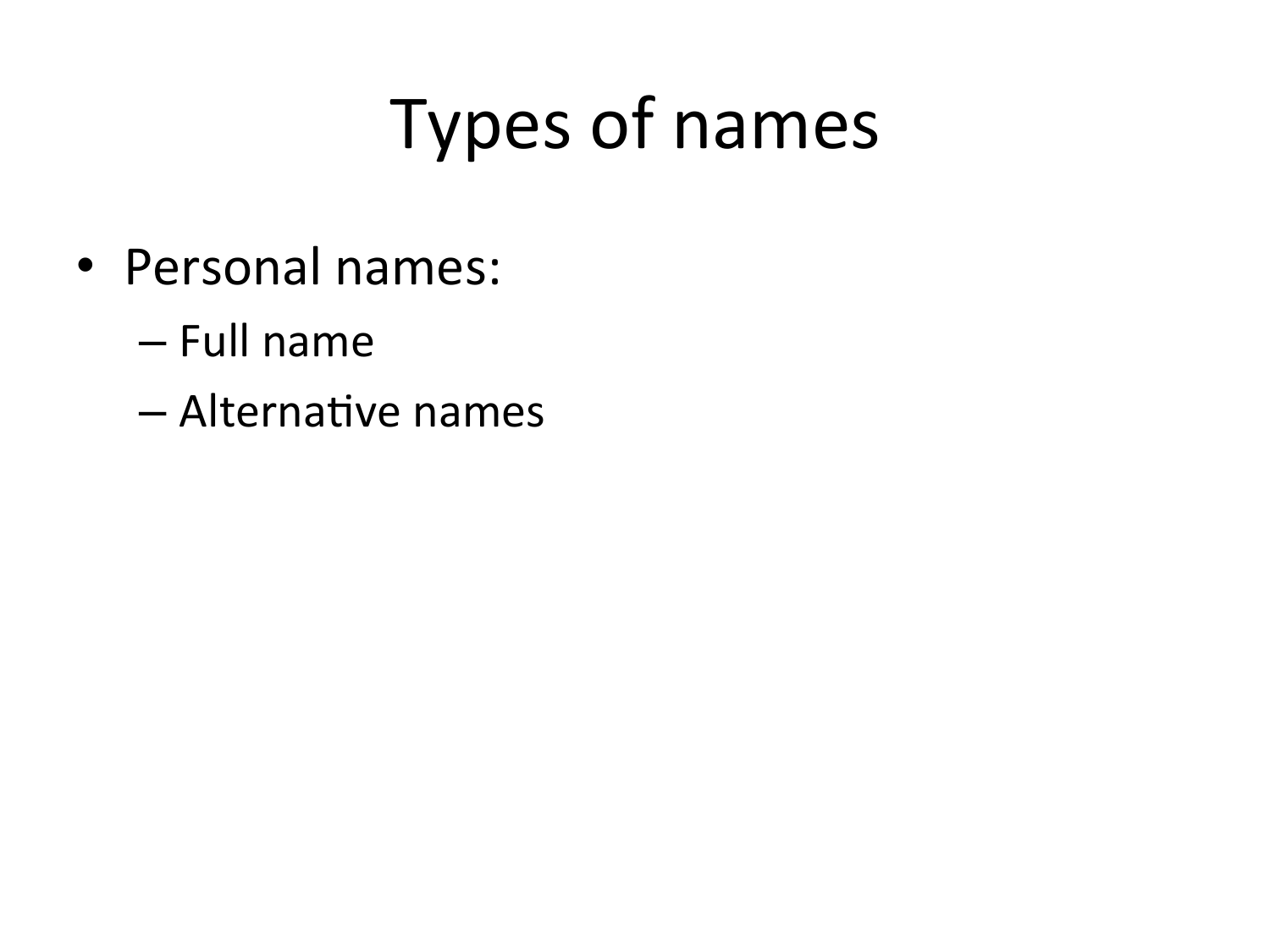# Types of names

- Personal names:
  - Full name
  - Alternative names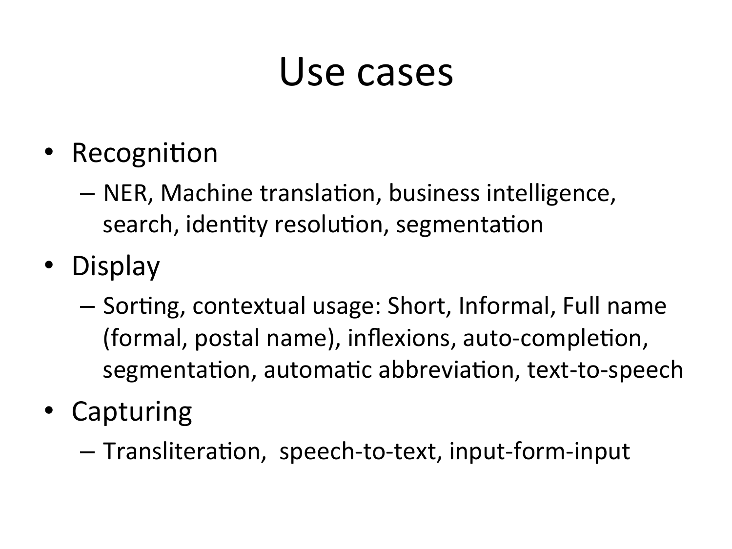# Use cases

- Recognition
  - NER, Machine translation, business intelligence, search, identity resolution, segmentation
- Display
  - Sorting, contextual usage: Short, Informal, Full name (formal, postal name), inflexions, auto-completion, segmentation, automatic abbreviation, text-to-speech
- Capturing
  - Transliteration, speech-to-text, input-form-input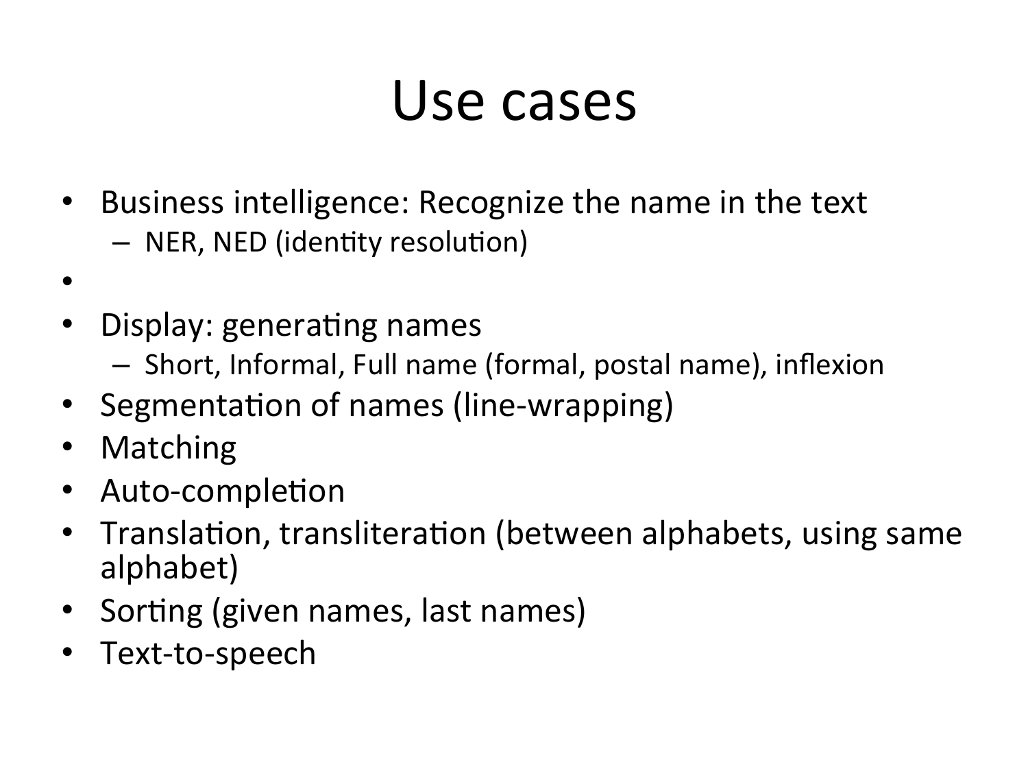# Use cases

- Business intelligence: Recognize the name in the text
  - NER, NED (identity resolution)
- 
- Display: generating names
  - Short, Informal, Full name (formal, postal name), inflexion
- Segmentation of names (line-wrapping)
- Matching
- Auto-completion
- Translation, transliteration (between alphabets, using same alphabet)
- Sorting (given names, last names)
- Text-to-speech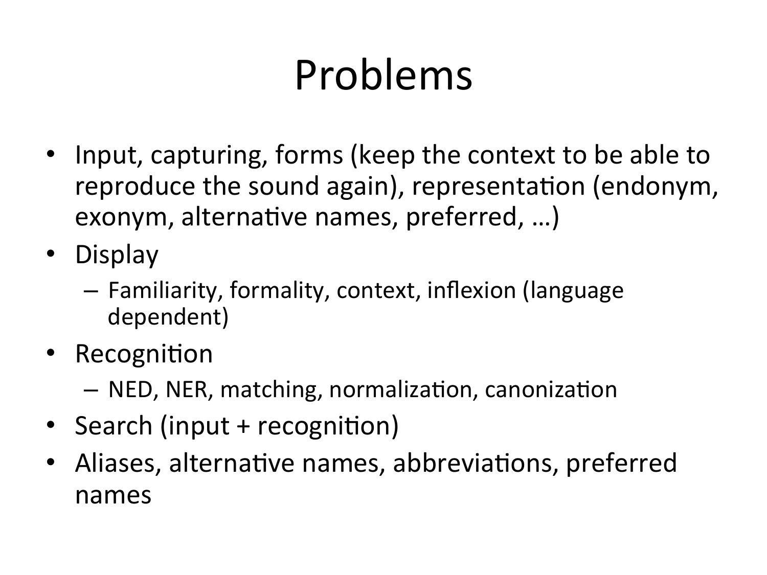# Problems

- Input, capturing, forms (keep the context to be able to reproduce the sound again), representation (endonym, exonym, alternative names, preferred, …)
- Display
  - Familiarity, formality, context, inflexion (language dependent)
- Recognition
  - NED, NER, matching, normalization, canonization
- Search (input + recognition)
- Aliases, alternative names, abbreviations, preferred names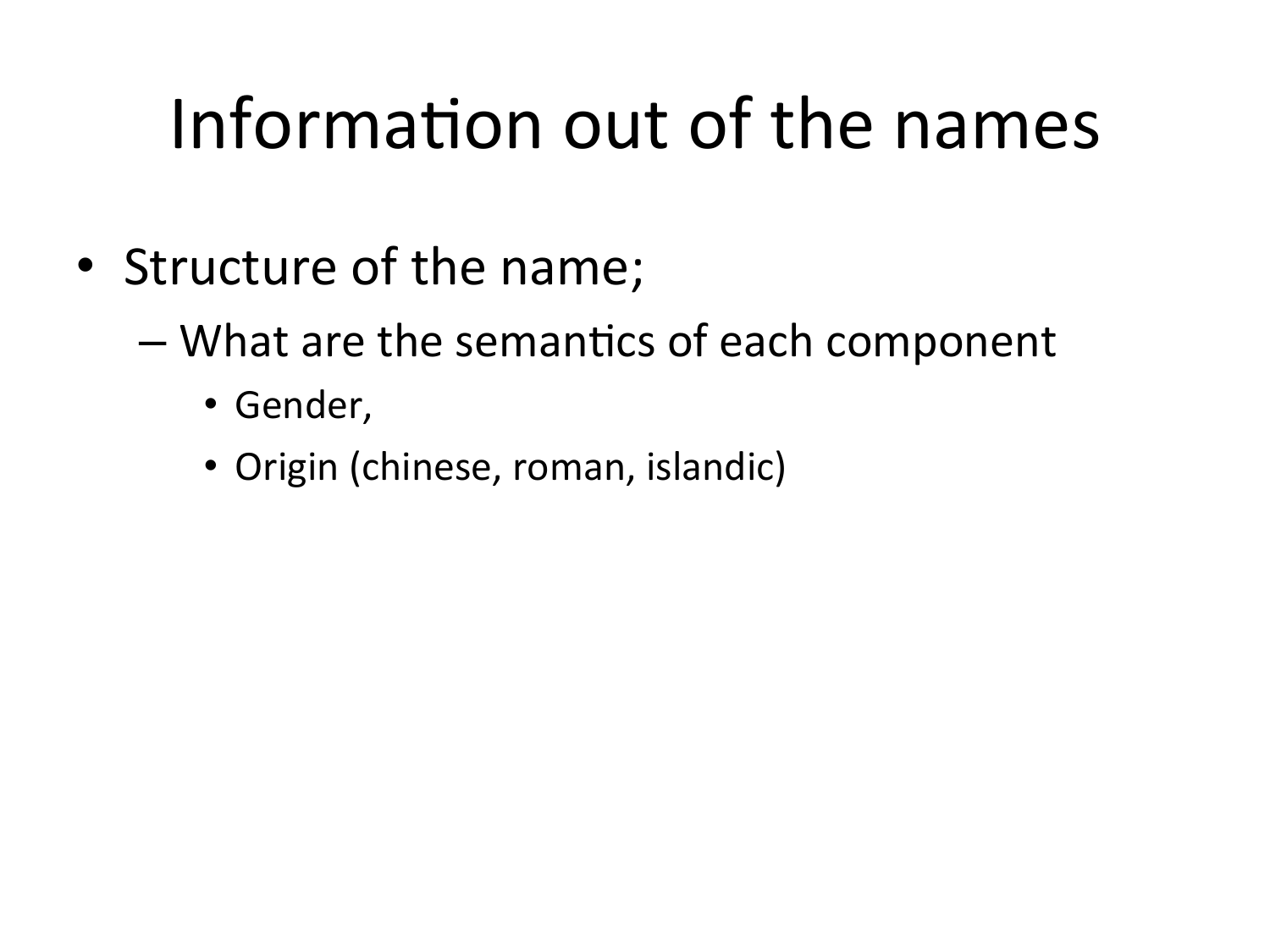# Information out of the names

- Structure of the name;
  - What are the semantics of each component
    - Gender,
    - Origin (chinese, roman, islandic)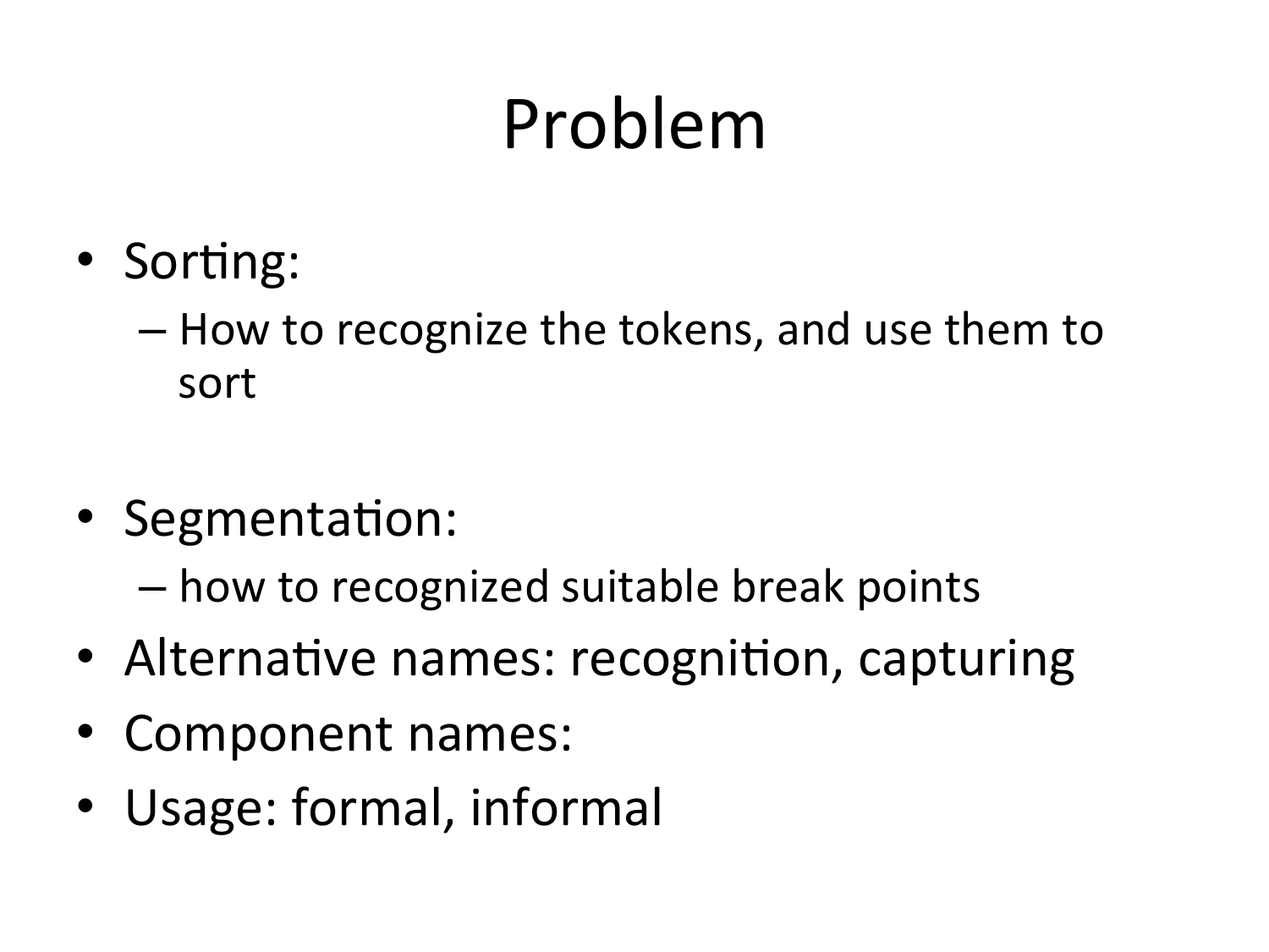# Problem

- Sorting:
  - How to recognize the tokens, and use them to sort
- Segmentation:
  - how to recognized suitable break points
- Alternative names: recognition, capturing
- Component names:
- Usage: formal, informal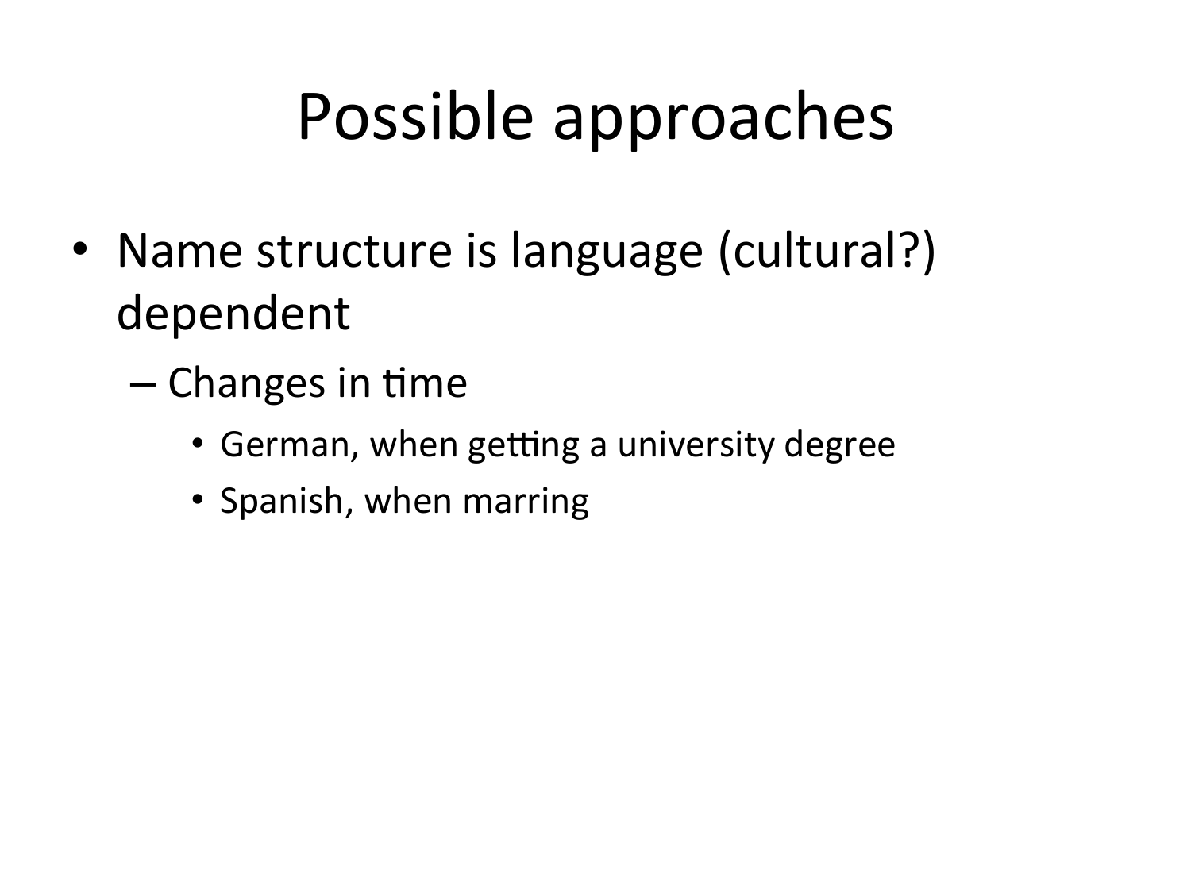# Possible approaches

- Name structure is language (cultural?) dependent
  - Changes in time
    - German, when getting a university degree
    - Spanish, when marring